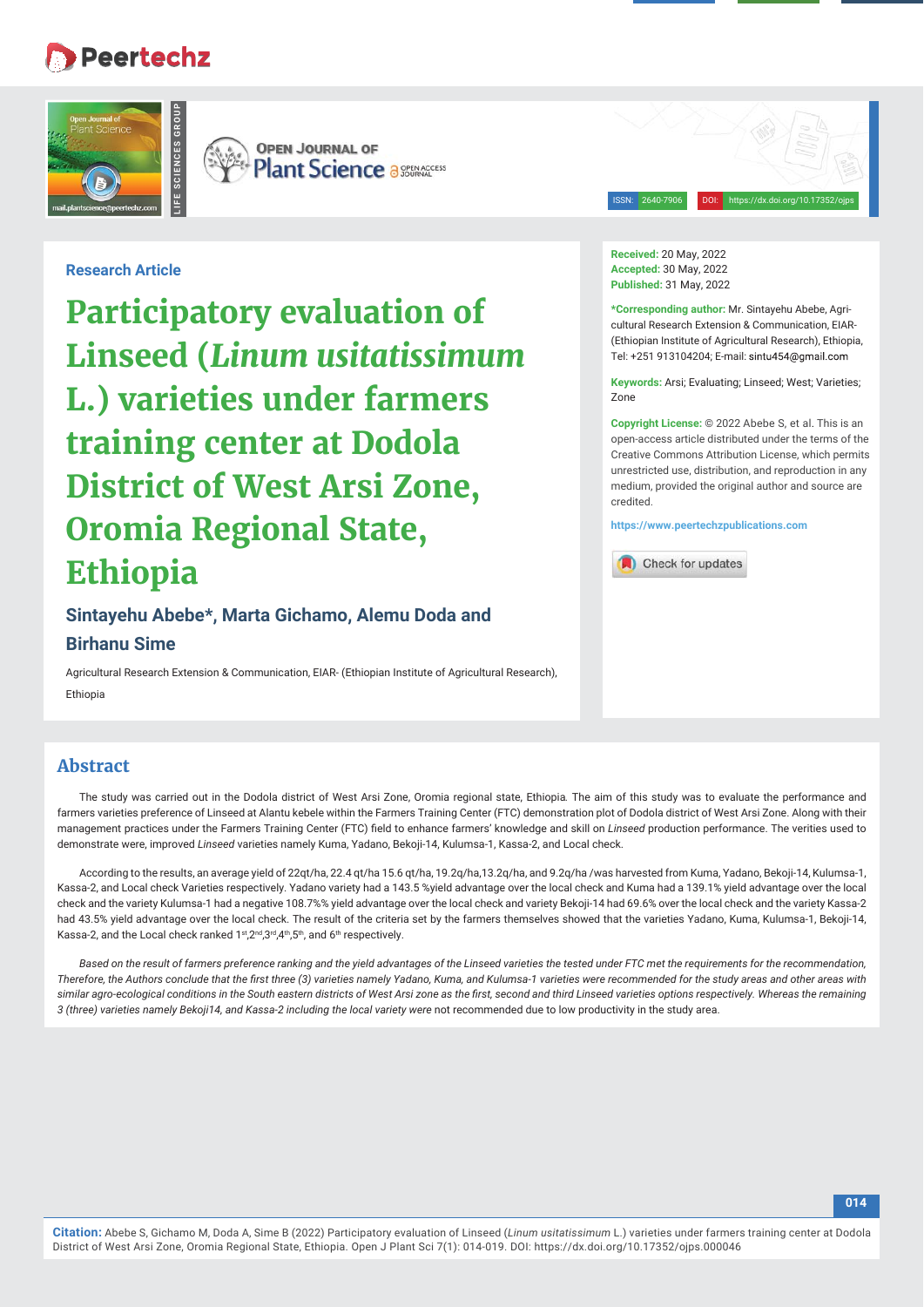Research Article

# Participatory evaluation of Linseed (*Linum usitatissimum* L.) varieties under farmers training center at Dodola District of West Arsi Zone, Oromia Regional State, Ethiopia

**Sintayehu Abebe\*, Marta Gichamo, Alemu Doda and Birhanu Sime**

Agricultural Research Extension & Communication, EIAR- (Ethiopian Institute of Agricultural Research), Ethiopia

**Received:** 20 May, 2022
**Accepted:** 30 May, 2022
**Published:** 31 May, 2022

**\*Corresponding author:** Mr. Sintayehu Abebe, Agricultural Research Extension & Communication, EIAR-(Ethiopian Institute of Agricultural Research), Ethiopia, Tel: +251 913104204; E-mail: sintu454@gmail.com

**Keywords:** Arsi; Evaluating; Linseed; West; Varieties; Zone

**Copyright License:** © 2022 Abebe S, et al. This is an open-access article distributed under the terms of the Creative Commons Attribution License, which permits unrestricted use, distribution, and reproduction in any medium, provided the original author and source are credited.

https://www.peertechzpublications.com

## Abstract

The study was carried out in the Dodola district of West Arsi Zone, Oromia regional state, Ethiopia. The aim of this study was to evaluate the performance and farmers varieties preference of Linseed at Alantu kebele within the Farmers Training Center (FTC) demonstration plot of Dodola district of West Arsi Zone. Along with their management practices under the Farmers Training Center (FTC) field to enhance farmers' knowledge and skill on *Linseed* production performance. The verities used to demonstrate were, improved *Linseed* varieties namely Kuma, Yadano, Bekoji-14, Kulumsa-1, Kassa-2, and Local check.

According to the results, an average yield of 22qt/ha, 22.4 qt/ha 15.6 qt/ha, 19.2q/ha,13.2q/ha, and 9.2q/ha /was harvested from Kuma, Yadano, Bekoji-14, Kulumsa-1, Kassa-2, and Local check Varieties respectively. Yadano variety had a 143.5 %yield advantage over the local check and Kuma had a 139.1% yield advantage over the local check and the variety Kulumsa-1 had a negative 108.7%% yield advantage over the local check and variety Bekoji-14 had 69.6% over the local check and the variety Kassa-2 had 43.5% yield advantage over the local check. The result of the criteria set by the farmers themselves showed that the varieties Yadano, Kuma, Kulumsa-1, Bekoji-14, Kassa-2, and the Local check ranked 1st,2nd,3rd,4th,5th, and 6th respectively.

*Based on the result of farmers preference ranking and the yield advantages of the Linseed varieties the tested under FTC met the requirements for the recommendation, Therefore, the Authors conclude that the first three (3) varieties namely Yadano, Kuma, and Kulumsa-1 varieties were recommended for the study areas and other areas with similar agro-ecological conditions in the South eastern districts of West Arsi zone as the first, second and third Linseed varieties options respectively. Whereas the remaining 3 (three) varieties namely Bekoji14, and Kassa-2 including the local variety were* not recommended due to low productivity in the study area.

**Citation:** Abebe S, Gichamo M, Doda A, Sime B (2022) Participatory evaluation of Linseed (*Linum usitatissimum* L.) varieties under farmers training center at Dodola District of West Arsi Zone, Oromia Regional State, Ethiopia. Open J Plant Sci 7(1): 014-019. DOI: https://dx.doi.org/10.17352/ojps.000046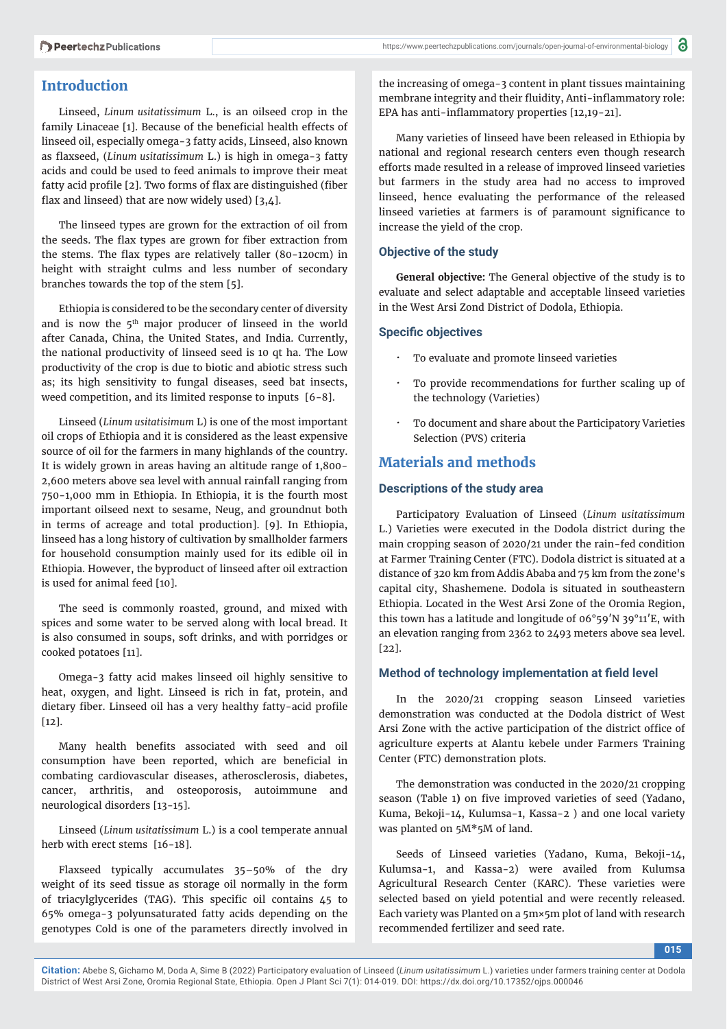## Introduction

Linseed, *Linum usitatissimum* L., is an oilseed crop in the family Linaceae [1]. Because of the beneficial health effects of linseed oil, especially omega-3 fatty acids, Linseed, also known as flaxseed, (*Linum usitatissimum* L.) is high in omega-3 fatty acids and could be used to feed animals to improve their meat fatty acid profile [2]. Two forms of flax are distinguished (fiber flax and linseed) that are now widely used) [3,4].

The linseed types are grown for the extraction of oil from the seeds. The flax types are grown for fiber extraction from the stems. The flax types are relatively taller (80-120cm) in height with straight culms and less number of secondary branches towards the top of the stem [5].

Ethiopia is considered to be the secondary center of diversity and is now the 5th major producer of linseed in the world after Canada, China, the United States, and India. Currently, the national productivity of linseed seed is 10 qt ha. The Low productivity of the crop is due to biotic and abiotic stress such as; its high sensitivity to fungal diseases, seed bat insects, weed competition, and its limited response to inputs [6-8].

Linseed (*Linum usitatisimum* L) is one of the most important oil crops of Ethiopia and it is considered as the least expensive source of oil for the farmers in many highlands of the country. It is widely grown in areas having an altitude range of 1,800-2,600 meters above sea level with annual rainfall ranging from 750-1,000 mm in Ethiopia. In Ethiopia, it is the fourth most important oilseed next to sesame, Neug, and groundnut both in terms of acreage and total production]. [9]. In Ethiopia, linseed has a long history of cultivation by smallholder farmers for household consumption mainly used for its edible oil in Ethiopia. However, the byproduct of linseed after oil extraction is used for animal feed [10].

The seed is commonly roasted, ground, and mixed with spices and some water to be served along with local bread. It is also consumed in soups, soft drinks, and with porridges or cooked potatoes [11].

Omega-3 fatty acid makes linseed oil highly sensitive to heat, oxygen, and light. Linseed is rich in fat, protein, and dietary fiber. Linseed oil has a very healthy fatty-acid profile [12].

Many health benefits associated with seed and oil consumption have been reported, which are beneficial in combating cardiovascular diseases, atherosclerosis, diabetes, cancer, arthritis, and osteoporosis, autoimmune and neurological disorders [13-15].

Linseed (*Linum usitatissimum* L.) is a cool temperate annual herb with erect stems [16-18].

Flaxseed typically accumulates 35–50% of the dry weight of its seed tissue as storage oil normally in the form of triacylglycerides (TAG). This specific oil contains 45 to 65% omega-3 polyunsaturated fatty acids depending on the genotypes Cold is one of the parameters directly involved in the increasing of omega-3 content in plant tissues maintaining membrane integrity and their fluidity, Anti-inflammatory role: EPA has anti-inflammatory properties [12,19-21].

Many varieties of linseed have been released in Ethiopia by national and regional research centers even though research efforts made resulted in a release of improved linseed varieties but farmers in the study area had no access to improved linseed, hence evaluating the performance of the released linseed varieties at farmers is of paramount significance to increase the yield of the crop.

### Objective of the study

**General objective:** The General objective of the study is to evaluate and select adaptable and acceptable linseed varieties in the West Arsi Zond District of Dodola, Ethiopia.

### Specific objectives

- To evaluate and promote linseed varieties
- To provide recommendations for further scaling up of the technology (Varieties)
- To document and share about the Participatory Varieties Selection (PVS) criteria

## Materials and methods

### Descriptions of the study area

Participatory Evaluation of Linseed (*Linum usitatissimum* L.) Varieties were executed in the Dodola district during the main cropping season of 2020/21 under the rain-fed condition at Farmer Training Center (FTC). Dodola district is situated at a distance of 320 km from Addis Ababa and 75 km from the zone's capital city, Shashemene. Dodola is situated in southeastern Ethiopia. Located in the West Arsi Zone of the Oromia Region, this town has a latitude and longitude of 06°59′N 39°11′E, with an elevation ranging from 2362 to 2493 meters above sea level. [22].

### Method of technology implementation at field level

In the 2020/21 cropping season Linseed varieties demonstration was conducted at the Dodola district of West Arsi Zone with the active participation of the district office of agriculture experts at Alantu kebele under Farmers Training Center (FTC) demonstration plots.

The demonstration was conducted in the 2020/21 cropping season (Table 1) on five improved varieties of seed (Yadano, Kuma, Bekoji-14, Kulumsa-1, Kassa-2 ) and one local variety was planted on 5M*5M of land.

Seeds of Linseed varieties (Yadano, Kuma, Bekoji-14, Kulumsa-1, and Kassa-2) were availed from Kulumsa Agricultural Research Center (KARC). These varieties were selected based on yield potential and were recently released. Each variety was Planted on a 5m×5m plot of land with research recommended fertilizer and seed rate.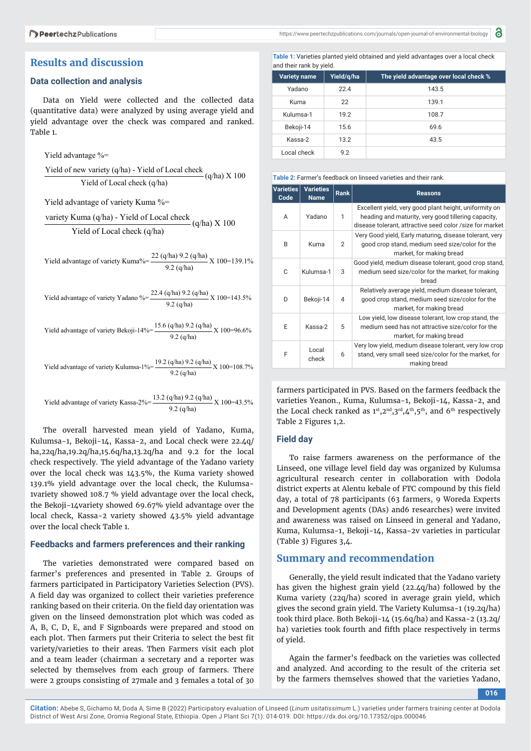## Results and discussion

### Data collection and analysis

Data on Yield were collected and the collected data (quantitative data) were analyzed by using average yield and yield advantage over the check was compared and ranked. Table 1.

Yield advantage %=

$$\frac{\text{Yield of new variety (q/ha) - Yield of Local check}}{\text{Yield of Local check (q/ha)}} \text{(q/ha) X 100}$$

Yield advantage of variety Kuma %=

$$\frac{\text{variety Kuma (q/ha) - Yield of Local check}}{\text{Yield of Local check (q/ha)}} \text{(q/ha) X 100}$$

$$\text{Yield advantage of variety Kuma\%}=\frac{22 \text{ (q/ha) } 9.2 \text{ (q/ha)}}{9.2 \text{ (q/ha)}} \text{X } 100=139.1\%$$

$$\text{Yield advantage of variety Yadano \%}=\frac{22.4 \text{ (q/ha) } 9.2 \text{ (q/ha)}}{9.2 \text{ (q/ha)}} \text{X } 100=143.5\%$$

$$\text{Yield advantage of variety Bekoji-14\%}=\frac{15.6 \text{ (q/ha) } 9.2 \text{ (q/ha)}}{9.2 \text{ (q/ha)}} \text{X } 100=96.6\%$$

$$\text{Yield advantage of variety Kulumsa-1\%}=\frac{19.2 \text{ (q/ha) } 9.2 \text{ (q/ha)}}{9.2 \text{ (q/ha)}} \text{X } 100=108.7\%$$

$$\text{Yield advantage of variety Kassa-2\%}=\frac{13.2 \text{ (q/ha) } 9.2 \text{ (q/ha)}}{9.2 \text{ (q/ha)}} \text{X } 100=43.5\%$$

The overall harvested mean yield of Yadano, Kuma, Kulumsa-1, Bekoji-14, Kassa-2, and Local check were 22.4q/ha,22q/ha,19.2q/ha,15.6q/ha,13.2q/ha and 9.2 for the local check respectively. The yield advantage of the Yadano variety over the local check was 143.5%, the Kuma variety showed 139.1% yield advantage over the local check, the Kulumsa-1variety showed 108.7 % yield advantage over the local check, the Bekoji-14variety showed 69.67% yield advantage over the local check, Kassa-2 variety showed 43.5% yield advantage over the local check Table 1.

### Feedbacks and farmers preferences and their ranking

The varieties demonstrated were compared based on farmer's preferences and presented in Table 2. Groups of farmers participated in Participatory Varieties Selection (PVS). A field day was organized to collect their varieties preference ranking based on their criteria. On the field day orientation was given on the linseed demonstration plot which was coded as A, B, C, D, E, and F Signboards were prepared and stood on each plot. Then farmers put their Criteria to select the best fit variety/varieties to their areas. Then Farmers visit each plot and a team leader (chairman a secretary and a reporter was selected by themselves from each group of farmers. There were 2 groups consisting of 27male and 3 females a total of 30 farmers participated in PVS. Based on the farmers feedback the varieties Yeanon., Kuma, Kulumsa-1, Bekoji-14, Kassa-2, and the Local check ranked as 1st,2nd,3rd,4th,5th, and 6th respectively Table 2 Figures 1,2.

**Table 1:** Varieties planted yield obtained and yield advantages over a local check and their rank by yield.

| Variety name | Yield/q/ha | The yield advantage over local check % |
|---|---|---|
| Yadano | 22.4 | 143.5 |
| Kuma | 22 | 139.1 |
| Kulumsa-1 | 19.2 | 108.7 |
| Bekoji-14 | 15.6 | 69.6 |
| Kassa-2 | 13.2 | 43.5 |
| Local check | 9.2 | |

**Table 2:** Farmer's feedback on linseed varieties and their rank.

| Varieties Code | Varieties Name | Rank | Reasons |
|---|---|---|---|
| A | Yadano | 1 | Excellent yield, very good plant height, uniformity on heading and maturity, very good tillering capacity, disease tolerant, attractive seed color /size for market |
| B | Kuma | 2 | Very Good yield, Early maturing, disease tolerant, very good crop stand, medium seed size/color for the market, for making bread |
| C | Kulumsa-1 | 3 | Good yield, medium disease tolerant, good crop stand, medium seed size/color for the market, for making bread |
| D | Bekoji-14 | 4 | Relatively average yield, medium disease tolerant, good crop stand, medium seed size/color for the market, for making bread |
| E | Kassa-2 | 5 | Low yield, low disease tolerant, low crop stand, the medium seed has not attractive size/color for the market, for making bread |
| F | Local check | 6 | Very low yield, medium disease tolerant, very low crop stand, very small seed size/color for the market, for making bread |

### Field day

To raise farmers awareness on the performance of the Linseed, one village level field day was organized by Kulumsa agricultural research center in collaboration with Dodola district experts at Alentu kebale of FTC compound by this field day, a total of 78 participants (63 farmers, 9 Woreda Experts and Development agents (DAs) and6 researches) were invited and awareness was raised on Linseed in general and Yadano, Kuma, Kulumsa-1, Bekoji-14, Kassa-2v varieties in particular (Table 3) Figures 3,4.

## Summary and recommendation

Generally, the yield result indicated that the Yadano variety has given the highest grain yield (22.4q/ha) followed by the Kuma variety (22q/ha) scored in average grain yield, which gives the second grain yield. The Variety Kulumsa-1 (19.2q/ha) took third place. Both Bekoji-14 (15.6q/ha) and Kassa-2 (13.2q/ha) varieties took fourth and fifth place respectively in terms of yield.

Again the farmer's feedback on the varieties was collected and analyzed. And according to the result of the criteria set by the farmers themselves showed that the varieties Yadano,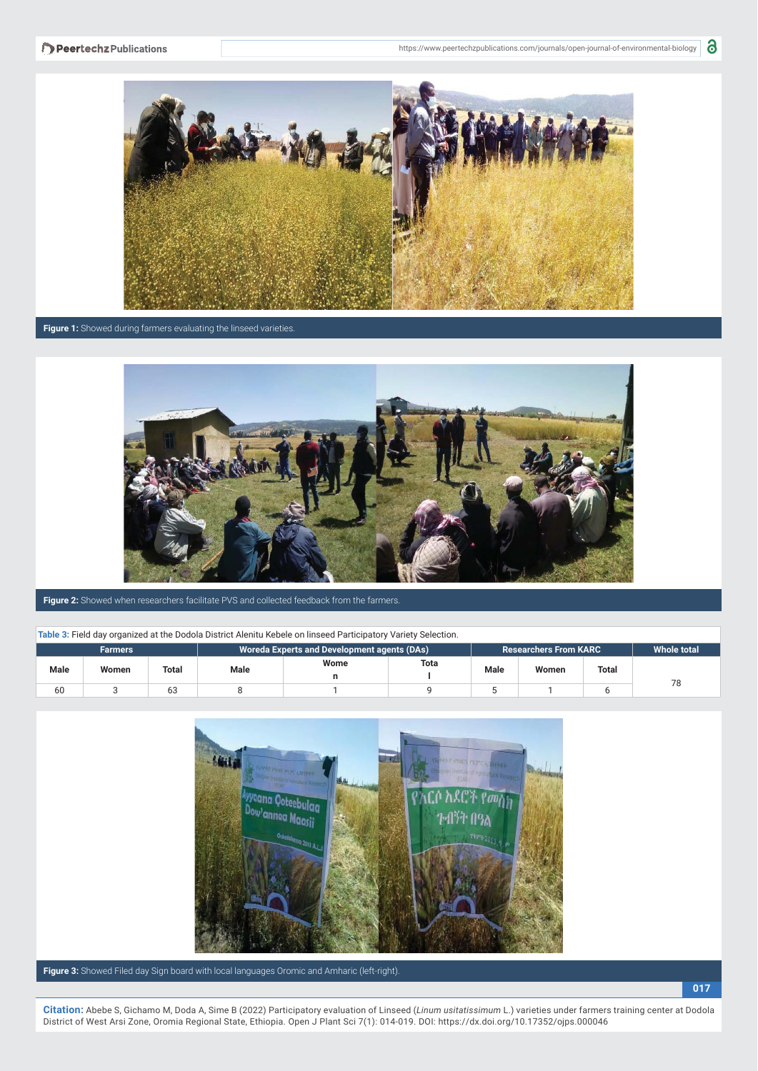Figure 1: Showed during farmers evaluating the linseed varieties.

Figure 2: Showed when researchers facilitate PVS and collected feedback from the farmers.

Table 3: Field day organized at the Dodola District Alenitu Kebele on linseed Participatory Variety Selection.

| Farmers | | | Woreda Experts and Development agents (DAs) | | | Researchers From KARC | | | Whole total |
|---|---|---|---|---|---|---|---|---|---|
| Male | Women | Total | Male | Women | Total | Male | Women | Total | |
| 60 | 3 | 63 | 8 | 1 | 9 | 5 | 1 | 6 | 78 |

Figure 3: Showed Filed day Sign board with local languages Oromic and Amharic (left-right).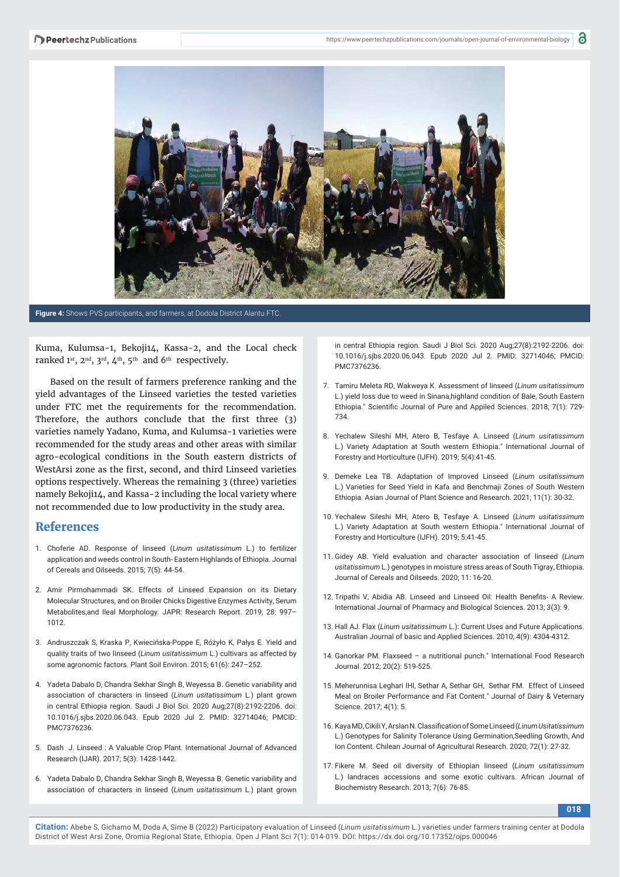Figure 4: Shows PVS participants, and farmers, at Dodola District Alantu FTC.

Kuma, Kulumsa-1, Bekoji14, Kassa-2, and the Local check ranked 1st, 2nd, 3rd, 4th, 5th and 6th respectively.

Based on the result of farmers preference ranking and the yield advantages of the Linseed varieties the tested varieties under FTC met the requirements for the recommendation. Therefore, the authors conclude that the first three (3) varieties namely Yadano, Kuma, and Kulumsa-1 varieties were recommended for the study areas and other areas with similar agro-ecological conditions in the South eastern districts of WestArsi zone as the first, second, and third Linseed varieties options respectively. Whereas the remaining 3 (three) varieties namely Bekoji14, and Kassa-2 including the local variety where not recommended due to low productivity in the study area.

## References

1. Choferie AD. Response of linseed (*Linum usitatissimum* L.) to fertilizer application and weeds control in South- Eastern Highlands of Ethiopia. Journal of Cereals and Oilseeds. 2015; 7(5): 44-54.

2. Amir Pirmohammadi SK. Effects of Linseed Expansion on its Dietary Molecular Structures, and on Broiler Chicks Digestive Enzymes Activity, Serum Metabolites,and Ileal Morphology. JAPR: Research Report. 2019; 28: 997–1012.

3. Andruszczak S, Kraska P, Kwiecińska-Poppe E, Różyło K, Pałys E. Yield and quality traits of two linseed (*Linum usitatissimum* L.) cultivars as affected by some agronomic factors. Plant Soil Environ. 2015; 61(6): 247–252.

4. Yadeta Dabalo D, Chandra Sekhar Singh B, Weyessa B. Genetic variability and association of characters in linseed (*Linum usitatissimum* L.) plant grown in central Ethiopia region. Saudi J Biol Sci. 2020 Aug;27(8):2192-2206. doi: 10.1016/j.sjbs.2020.06.043. Epub 2020 Jul 2. PMID: 32714046; PMCID: PMC7376236.

5. Dash J. Linseed : A Valuable Crop Plant. International Journal of Advanced Research (IJAR). 2017; 5(3): 1428-1442.

6. Yadeta Dabalo D, Chandra Sekhar Singh B, Weyessa B. Genetic variability and association of characters in linseed (*Linum usitatissimum* L.) plant grown in central Ethiopia region. Saudi J Biol Sci. 2020 Aug;27(8):2192-2206. doi: 10.1016/j.sjbs.2020.06.043. Epub 2020 Jul 2. PMID: 32714046; PMCID: PMC7376236.

7. Tamiru Meleta RD, Wakweya K. Assessment of linseed (*Linum usitatissimum* L.) yield loss due to weed in Sinana,highland condition of Bale, South Eastern Ethiopia." Scientific Journal of Pure and Appiled Sciences. 2018; 7(1): 729-734.

8. Yechalew Sileshi MH, Atero B, Tesfaye A. Linseed (*Linum usitatissimum* L.) Variety Adaptation at South western Ethiopia." International Journal of Forestry and Horticulture (IJFH). 2019; 5(4):41-45.

9. Demeke Lea TB. Adaptation of Improved Linseed (*Linum usitatissimum* L.) Varieties for Seed Yield in Kafa and Benchmaji Zones of South Western Ethiopia. Asian Journal of Plant Science and Research. 2021; 11(1): 30-32.

10. Yechalew Sileshi MH, Atero B, Tesfaye A. Linseed (*Linum usitatissimum* L.) Variety Adaptation at South western Ethiopia." International Journal of Forestry and Horticulture (IJFH). 2019; 5:41-45.

11. Gidey AB. Yield evaluation and character association of linseed (*Linum usitatissimum* L.) genotypes in moisture stress areas of South Tigray, Ethiopia. Journal of Cereals and Oilseeds. 2020; 11: 16-20.

12. Tripathi V, Abidia AB. Linseed and Linseed Oil: Health Benefits- A Review. International Journal of Pharmacy and Biological Sciences. 2013; 3(3): 9.

13. Hall AJ. Flax (*Linum usitatissimum* L.): Current Uses and Future Applications. Australian Journal of basic and Applied Sciences. 2010; 4(9): 4304-4312.

14. Ganorkar PM. Flaxseed – a nutritional punch." International Food Research Journal. 2012; 20(2): 519-525.

15. Meherunnisa Leghari IHI, Sethar A, Sethar GH, Sethar FM. Effect of Linseed Meal on Broiler Performance and Fat Content." Journal of Dairy & Veternary Science. 2017; 4(1): 5.

16. Kaya MD, Cikili Y, Arslan N. Classification of Some Linseed (*Linum Usitatissimum* L.) Genotypes for Salinity Tolerance Using Germination,Seedling Growth, And Ion Content. Chilean Journal of Agricultural Research. 2020; 72(1): 27-32.

17. Fikere M. Seed oil diversity of Ethiopian linseed (*Linum usitatissimum* L.) landraces accessions and some exotic cultivars. African Journal of Biochemistry Research. 2013; 7(6): 76-85.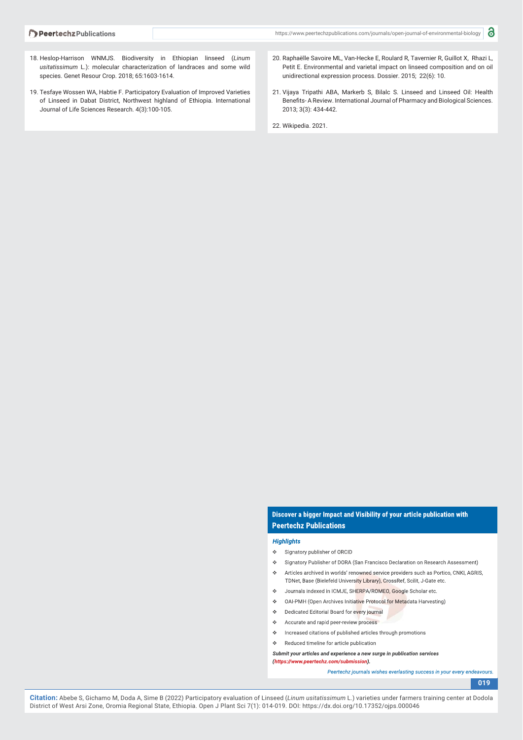18. Heslop-Harrison WNMJS. Biodiversity in Ethiopian linseed (*Linum usitatissimum* L.): molecular characterization of landraces and some wild species. Genet Resour Crop. 2018; 65:1603-1614.

19. Tesfaye Wossen WA, Habtie F. Participatory Evaluation of Improved Varieties of Linseed in Dabat District, Northwest highland of Ethiopia. International Journal of Life Sciences Research. 4(3):100-105.

20. Raphaëlle Savoire ML, Van-Hecke E, Roulard R, Tavernier R, Guillot X, Rhazi L, Petit E. Environmental and varietal impact on linseed composition and on oil unidirectional expression process. Dossier. 2015; 22(6): 10.

21. Vijaya Tripathi ABA, Markerb S, Bilalc S. Linseed and Linseed Oil: Health Benefits- A Review. International Journal of Pharmacy and Biological Sciences. 2013; 3(3): 434-442.

22. Wikipedia. 2021.

**Discover a bigger Impact and Visibility of your article publication with Peertechz Publications**

***Highlights***

- Signatory publisher of ORCID
- Signatory Publisher of DORA (San Francisco Declaration on Research Assessment)
- Articles archived in worlds' renowned service providers such as Portico, CNKI, AGRIS, TDNet, Base (Bielefeld University Library), CrossRef, Scilit, J-Gate etc.
- Journals indexed in ICMJE, SHERPA/ROMEO, Google Scholar etc.
- OAI-PMH (Open Archives Initiative Protocol for Metadata Harvesting)
- Dedicated Editorial Board for every journal
- Accurate and rapid peer-review process
- Increased citations of published articles through promotions
- Reduced timeline for article publication

***Submit your articles and experience a new surge in publication services (https://www.peertechz.com/submission).***

*Peertechz journals wishes everlasting success in your every endeavours.*

**Citation:** Abebe S, Gichamo M, Doda A, Sime B (2022) Participatory evaluation of Linseed (*Linum usitatissimum* L.) varieties under farmers training center at Dodola District of West Arsi Zone, Oromia Regional State, Ethiopia. Open J Plant Sci 7(1): 014-019. DOI: https://dx.doi.org/10.17352/ojps.000046